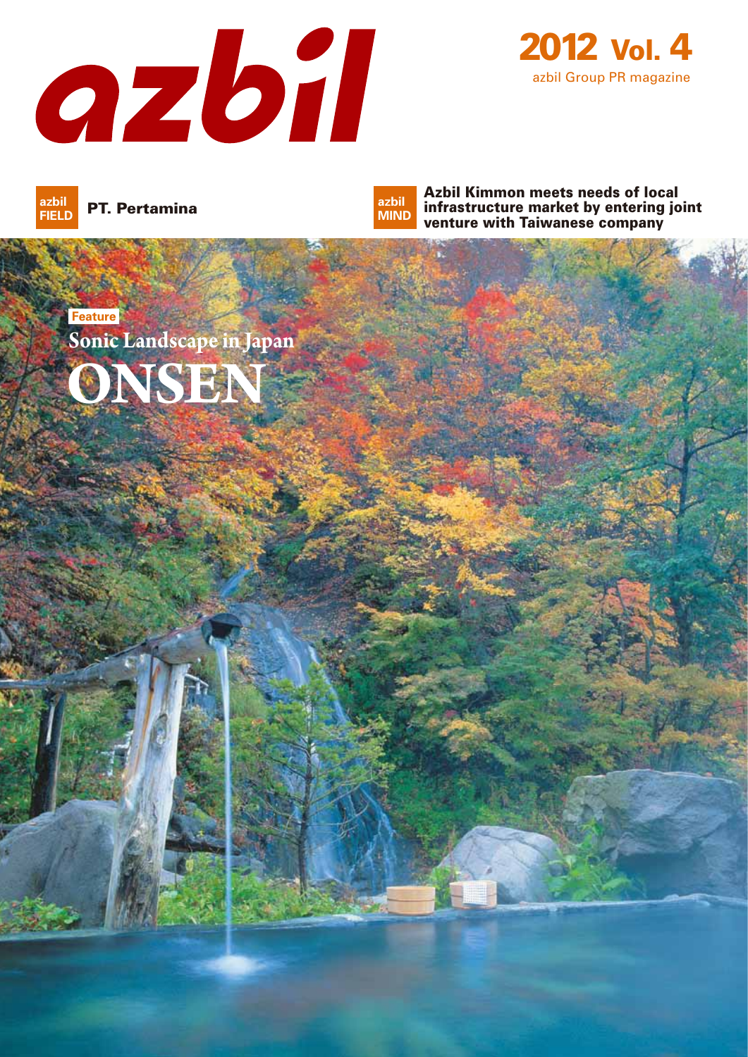# azbil

**2012 Vol. 4**

azbil Group PR magazine

**azbil FIELD** PT. Pertamina

**azbil MIND** Azbil Kimmon meets needs of local infrastructure market by entering joint venture with Taiwanese company

Feature

## Sonic Landscape in Japan

# ONSEN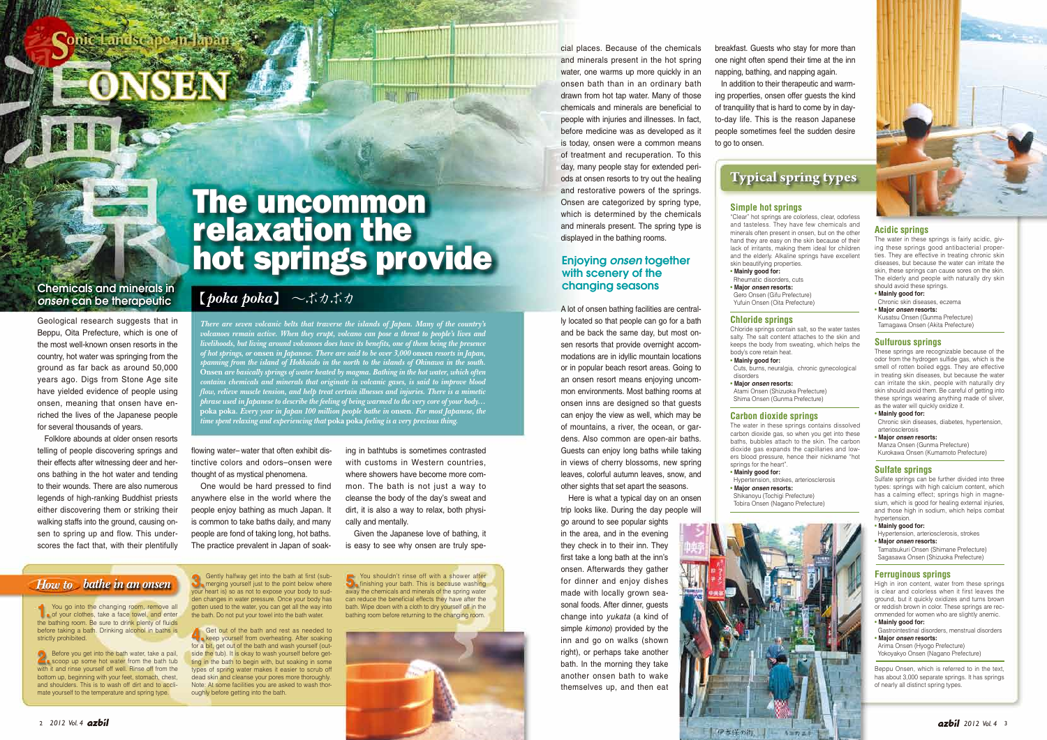Sonic Landscape in Japan

# ONSEN

# The uncommon relaxation the hot springs provide

## 【*poka poka*】 〜ポカポカ

*There are seven volcanic belts that traverse the islands of Japan. Many of the country's volcanoes remain active. When they erupt, volcano can pose a threat to people's lives and livelihoods, but living around volcanoes does have its benefits, one of them being the presence of hot springs, or* **onsen** *in Japanese. There are said to be over 3,000* **onsen** *resorts in Japan, spanning from the island of Hokkaido in the north to the islands of Okinawa in the south.* **Onsen** *are basically springs of water heated by magma. Bathing in the hot water, which often contains chemicals and minerals that originate in volcanic gases, is said to improve blood flow, relieve muscle tension, and help treat certain illnesses and injuries. There is a mimetic phrase used in Japanese to describe the feeling of being warmed to the very core of your body…* **poka poka**. *Every year in Japan 100 million people bathe in* **onsen**. *For most Japanese, the time spent relaxing and experiencing that* **poka poka** *feeling is a very precious thing.*

## Chemicals and minerals in *onsen* can be therapeutic

Geological research suggests that in Beppu, Oita Prefecture, which is one of the most well-known onsen resorts in the country, hot water was springing from the ground as far back as around 50,000 years ago. Digs from Stone Age site have yielded evidence of people using onsen, meaning that onsen have enriched the lives of the Japanese people for several thousands of years.

Folklore abounds at older onsen resorts telling of people discovering springs and their effects after witnessing deer and herons bathing in the hot water and tending to their wounds. There are also numerous legends of high-ranking Buddhist priests either discovering them or striking their walking staffs into the ground, causing onsen to spring up and flow. This underscores the fact that, with their plentifully flowing water– water that often exhibit distinctive colors and odors–onsen were thought of as mystical phenomena.

One would be hard pressed to find anywhere else in the world where the people enjoy bathing as much Japan. It is common to take baths daily, and many people are fond of taking long, hot baths. The practice prevalent in Japan of soaking in bathtubs is sometimes contrasted with customs in Western countries, where showers have become more common. The bath is not just a way to cleanse the body of the day's sweat and dirt, it is also a way to relax, both physically and mentally.

Given the Japanese love of bathing, it is easy to see why onsen are truly special places. Because of the chemicals and minerals present in the hot spring water, one warms up more quickly in an onsen bath than in an ordinary bath drawn from hot tap water. Many of those chemicals and minerals are beneficial to people with injuries and illnesses. In fact, before medicine was as developed as it is today, onsen were a common means of treatment and recuperation. To this day, many people stay for extended periods at onsen resorts to try out the healing and restorative powers of the springs. Onsen are categorized by spring type, which is determined by the chemicals and minerals present. The spring type is displayed in the bathing rooms.

## Enjoying *onsen* together with scenery of the changing seasons

A lot of onsen bathing facilities are centrally located so that people can go for a bath and be back the same day, but most onsen resorts that provide overnight accommodations are in idyllic mountain locations or in popular beach resort areas. Going to an onsen resort means enjoying uncommon environments. Most bathing rooms at onsen inns are designed so that guests can enjoy the view as well, which may be of mountains, a river, the ocean, or gardens. Also common are open-air baths. Guests can enjoy long baths while taking in views of cherry blossoms, new spring leaves, colorful autumn leaves, snow, and other sights that set apart the seasons.

Here is what a typical day on an onsen trip looks like. During the day people will go around to see popular sights in the area, and in the evening they check in to their inn. They first take a long bath at the inn's onsen. Afterwards they gather for dinner and enjoy dishes made with locally grown seasonal foods. After dinner, guests change into *yukata* (a kind of simple *kimono*) provided by the inn and go on walks (shown right), or perhaps take another bath. In the morning they take another onsen bath to wake themselves up, and then eat breakfast. Guests who stay for more than one night often spend their time at the inn napping, bathing, and napping again.

In addition to their therapeutic and warming properties, onsen offer guests the kind of tranquility that is hard to come by in day-to-day life. This is the reason Japanese people sometimes feel the sudden desire to go to onsen.

## How to bathe in an onsen

**1.** You go into the changing room, remove all of your clothes, take a face towel, and enter the bathing room. Be sure to drink plenty of fluids before taking a bath. Drinking alcohol in baths is strictly prohibited.

**2.** Before you get into the bath water, take a pail, scoop up some hot water from the bath tub with it and rinse yourself off well. Rinse off from the bottom up, beginning with your feet, stomach, chest, and shoulders. This is to wash off dirt and to acclimate yourself to the temperature and spring type.

**3.** Gently halfway get into the bath at first (submerging yourself just to the point below where your heart is) so as not to expose your body to sudden changes in water pressure. Once your body has gotten used to the water, you can get all the way into the bath. Do not put your towel into the bath water.

**4.** Get out of the bath and rest as needed to keep yourself from overheating. After soaking for a bit, get out of the bath and wash yourself (outside the tub). It is okay to wash yourself before getting in the bath to begin with, but soaking in some types of spring water makes it easier to scrub off dead skin and cleanse your pores more thoroughly. Note: At some facilities you are asked to wash thoroughly before getting into the bath.

**5.** You shouldn't rinse off with a shower after finishing your bath. This is because washing away the chemicals and minerals of the spring water can reduce the beneficial effects they have after the bath. Wipe down with a cloth to dry yourself off in the bathing room before returning to the changing room.

## Typical spring types

### Simple hot springs

"Clear" hot springs are colorless, clear, odorless and tasteless. They have few chemicals and minerals often present in onsen, but on the other hand they are easy on the skin because of their lack of irritants, making them ideal for children and the elderly. Alkaline springs have excellent skin beautifying properties.

- **Mainly good for:**
  Rheumatic disorders, cuts
- **Major *onsen* resorts:**
  Gero Onsen (Gifu Prefecture)
  Yufuin Onsen (Oita Prefecture)

### Chloride springs

Chloride springs contain salt, so the water tastes salty. The salt content attaches to the skin and keeps the body from sweating, which helps the body's core retain heat.

- **Mainly good for:**
  Cuts, burns, neuralgia, chronic gynecological disorders
- **Major *onsen* resorts:**
  Atami Onsen (Shizuoka Prefecture)
  Shima Onsen (Gunma Prefecture)

### Carbon dioxide springs

The water in these springs contains dissolved carbon dioxide gas, so when you get into these baths, bubbles attach to the skin. The carbon dioxide gas expands the capillaries and lowers blood pressure, hence their nickname "hot springs for the heart".

- **Mainly good for:**
  Hypertension, strokes, arteriosclerosis
- **Major *onsen* resorts:**
  Shikanoyu (Tochigi Prefecture)
  Tobira Onsen (Nagano Prefecture)

### Acidic springs

The water in these springs is fairly acidic, giving these springs good antibacterial properties. They are effective in treating chronic skin diseases, but because the water can irritate the skin, these springs can cause sores on the skin. The elderly and people with naturally dry skin should avoid these springs.

- **Mainly good for:**
  Chronic skin diseases, eczema
- **Major *onsen* resorts:**
  Kusatsu Onsen (Gunma Prefecture)
  Tamagawa Onsen (Akita Prefecture)

### Sulfurous springs

These springs are recognizable because of the odor from the hydrogen sulfide gas, which is the smell of rotten boiled eggs. They are effective in treating skin diseases, but because the water can irritate the skin, people with naturally dry skin should avoid them. Be careful of getting into these springs wearing anything made of silver, as the water will quickly oxidize it.

- **Mainly good for:**
  Chronic skin diseases, diabetes, hypertension, arteriosclerosis
- **Major *onsen* resorts:**
  Manza Onsen (Gunma Prefecture)
  Kurokawa Onsen (Kumamoto Prefecture)

### Sulfate springs

Sulfate springs can be further divided into three types: springs with high calcium content, which has a calming effect; springs high in magnesium, which is good for healing external injuries, and those high in sodium, which helps combat hypertension.

- **Mainly good for:**
  Hypertension, arteriosclerosis, strokes
- **Major *onsen* resorts:**
  Tamatsukuri Onsen (Shimane Prefecture)
  Sagasawa Onsen (Shizuoka Prefecture)

### Ferruginous springs

High in iron content, water from these springs is clear and colorless when it first leaves the ground, but it quickly oxidizes and turns brown or reddish brown in color. These springs are recommended for women who are slightly anemic.

- **Mainly good for:**
  Gastrointestinal disorders, menstrual disorders
- **Major *onsen* resorts:**
  Arima Onsen (Hyogo Prefecture)
  Yokoyakyo Onsen (Nagano Prefecture)

Beppu Onsen, which is referred to in the text, has about 3,000 separate springs. It has springs of nearly all distinct spring types.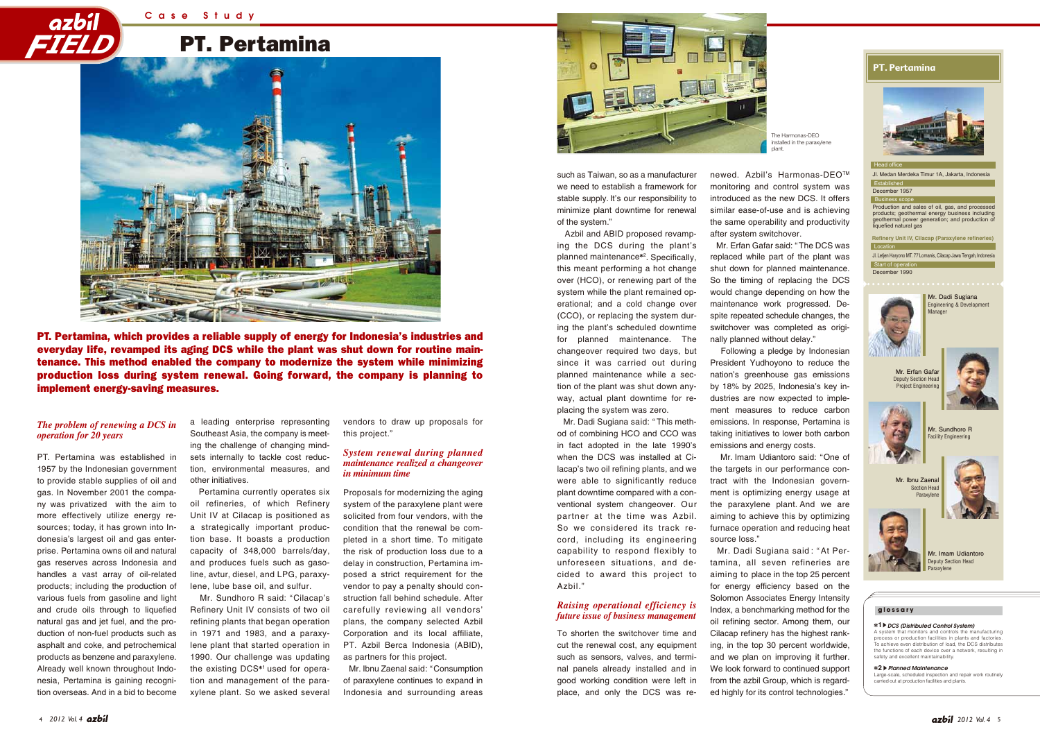Case Study

# PT. Pertamina

**PT. Pertamina, which provides a reliable supply of energy for Indonesia's industries and everyday life, revamped its aging DCS while the plant was shut down for routine maintenance. This method enabled the company to modernize the system while minimizing production loss during system renewal. Going forward, the company is planning to implement energy-saving measures.**

## *The problem of renewing a DCS in operation for 20 years*

PT. Pertamina was established in 1957 by the Indonesian government to provide stable supplies of oil and gas. In November 2001 the company was privatized with the aim to more effectively utilize energy resources; today, it has grown into Indonesia's largest oil and gas enterprise. Pertamina owns oil and natural gas reserves across Indonesia and handles a vast array of oil-related products; including the production of various fuels from gasoline and light and crude oils through to liquefied natural gas and jet fuel, and the production of non-fuel products such as asphalt and coke, and petrochemical products as benzene and paraxylene. Already well known throughout Indonesia, Pertamina is gaining recognition overseas. And in a bid to become a leading enterprise representing Southeast Asia, the company is meeting the challenge of changing mindsets internally to tackle cost reduction, environmental measures, and other initiatives.

Pertamina currently operates six oil refineries, of which Refinery Unit IV at Cilacap is positioned as a strategically important production base. It boasts a production capacity of 348,000 barrels/day, and produces fuels such as gasoline, avtur, diesel, and LPG, paraxylene, lube base oil, and sulfur.

Mr. Sundhoro R said: "Cilacap's Refinery Unit IV consists of two oil refining plants that began operation in 1971 and 1983, and a paraxylene plant that started operation in 1990. Our challenge was updating the existing DCS*1 used for operation and management of the paraxylene plant. So we asked several vendors to draw up proposals for this project."

## *System renewal during planned maintenance realized a changeover in minimum time*

Proposals for modernizing the aging system of the paraxylene plant were solicited from four vendors, with the condition that the renewal be completed in a short time. To mitigate the risk of production loss due to a delay in construction, Pertamina imposed a strict requirement for the vendor to pay a penalty should construction fall behind schedule. After carefully reviewing all vendors' plans, the company selected Azbil Corporation and its local affiliate, PT. Azbil Berca Indonesia (ABID), as partners for this project.

Mr. Ibnu Zaenal said: "Consumption of paraxylene continues to expand in Indonesia and surrounding areas such as Taiwan, so as a manufacturer we need to establish a framework for stable supply. It's our responsibility to minimize plant downtime for renewal of the system."

Azbil and ABID proposed revamping the DCS during the plant's planned maintenance*2. Specifically, this meant performing a hot change over (HCO), or renewing part of the system while the plant remained operational; and a cold change over (CCO), or replacing the system during the plant's scheduled downtime for planned maintenance. The changeover required two days, but since it was carried out during planned maintenance while a section of the plant was shut down anyway, actual plant downtime for replacing the system was zero.

Mr. Dadi Sugiana said: "This method of combining HCO and CCO was in fact adopted in the late 1990's when the DCS was installed at Cilacap's two oil refining plants, and we were able to significantly reduce plant downtime compared with a conventional system changeover. Our partner at the time was Azbil. So we considered its track record, including its engineering capability to respond flexibly to unforeseen situations, and decided to award this project to Azbil."

## *Raising operational efficiency is future issue of business management*

To shorten the switchover time and cut the renewal cost, any equipment such as sensors, valves, and terminal panels already installed and in good working condition were left in place, and only the DCS was renewed. Azbil's Harmonas-DEO™ monitoring and control system was introduced as the new DCS. It offers similar ease-of-use and is achieving the same operability and productivity after system switchover.

Mr. Erfan Gafar said: "The DCS was replaced while part of the plant was shut down for planned maintenance. So the timing of replacing the DCS would change depending on how the maintenance work progressed. Despite repeated schedule changes, the switchover was completed as originally planned without delay."

Following a pledge by Indonesian President Yudhoyono to reduce the nation's greenhouse gas emissions by 18% by 2025, Indonesia's key industries are now expected to implement measures to reduce carbon emissions. In response, Pertamina is taking initiatives to lower both carbon emissions and energy costs.

Mr. Imam Udiantoro said: "One of the targets in our performance contract with the Indonesian government is optimizing energy usage at the paraxylene plant. And we are aiming to achieve this by optimizing furnace operation and reducing heat source loss."

Mr. Dadi Sugiana said: "At Pertamina, all seven refineries are aiming to place in the top 25 percent for energy efficiency based on the Solomon Associates Energy Intensity Index, a benchmarking method for the oil refining sector. Among them, our Cilacap refinery has the highest ranking, in the top 30 percent worldwide, and we plan on improving it further. We look forward to continued support from the azbil Group, which is regarded highly for its control technologies."

The Harmonas-DEO installed in the paraxylene plant.

## PT. Pertamina

**Head office**
Jl. Medan Merdeka Timur 1A, Jakarta, Indonesia

**Established**
December 1957

**Business scope**
Production and sales of oil, gas, and processed products; geothermal energy business including geothermal power generation; and production of liquefied natural gas

**Refinery Unit IV, Cilacap (Paraxylene refineries)**

**Location**
Jl. Letjen Haryono MT. 77 Lomanis, Cilacap Jawa Tengah, Indonesia

**Start of operation**
December 1990

Mr. Dadi Sugiana
Engineering & Development Manager

Mr. Erfan Gafar
Deputy Section Head
Project Engineering

Mr. Sundhoro R
Facility Engineering

Mr. Ibnu Zaenal
Section Head
Paraxylene

Mr. Imam Udiantoro
Deputy Section Head
Paraxylene

### glossary

**\*1 ▶ *DCS (Distributed Control System)***
A system that monitors and controls the manufacturing process or production facilities in plants and factories. To achieve even distribution of load, the DCS distributes the functions of each device over a network, resulting in safety and excellent maintainability.

**\*2 ▶ *Planned Maintenance***
Large-scale, scheduled inspection and repair work routinely carried out at production facilities and plants.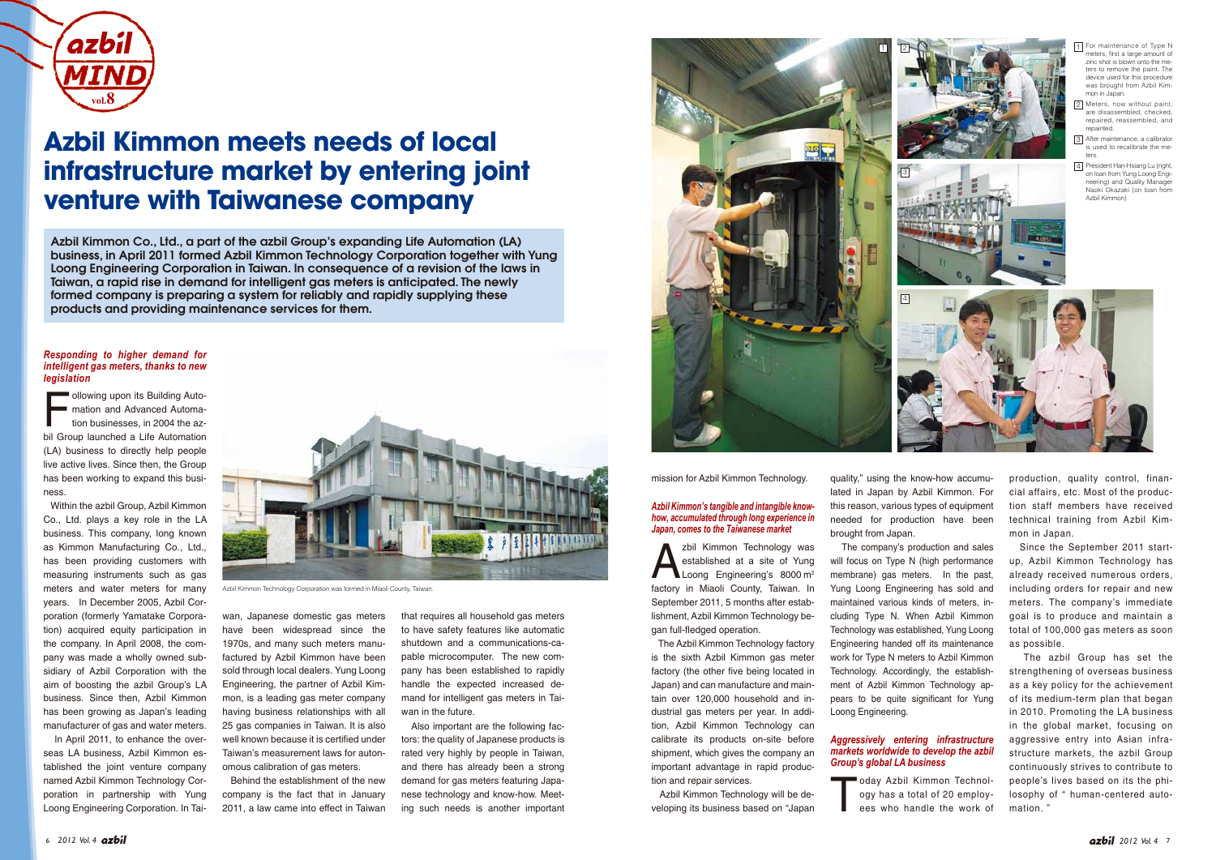# Azbil Kimmon meets needs of local infrastructure market by entering joint venture with Taiwanese company

**Azbil Kimmon Co., Ltd., a part of the azbil Group's expanding Life Automation (LA) business, in April 2011 formed Azbil Kimmon Technology Corporation together with Yung Loong Engineering Corporation in Taiwan. In consequence of a revision of the laws in Taiwan, a rapid rise in demand for intelligent gas meters is anticipated. The newly formed company is preparing a system for reliably and rapidly supplying these products and providing maintenance services for them.**

### *Responding to higher demand for intelligent gas meters, thanks to new legislation*

Following upon its Building Automation and Advanced Automation businesses, in 2004 the azbil Group launched a Life Automation (LA) business to directly help people live active lives. Since then, the Group has been working to expand this business.

Within the azbil Group, Azbil Kimmon Co., Ltd. plays a key role in the LA business. This company, long known as Kimmon Manufacturing Co., Ltd., has been providing customers with measuring instruments such as gas meters and water meters for many years. In December 2005, Azbil Corporation (formerly Yamatake Corporation) acquired equity participation in the company. In April 2008, the company was made a wholly owned subsidiary of Azbil Corporation with the aim of boosting the azbil Group's LA business. Since then, Azbil Kimmon has been growing as Japan's leading manufacturer of gas and water meters.

In April 2011, to enhance the overseas LA business, Azbil Kimmon established the joint venture company named Azbil Kimmon Technology Corporation in partnership with Yung Loong Engineering Corporation. In Taiwan, Japanese domestic gas meters have been widespread since the 1970s, and many such meters manufactured by Azbil Kimmon have been sold through local dealers. Yung Loong Engineering, the partner of Azbil Kimmon, is a leading gas meter company having business relationships with all 25 gas companies in Taiwan. It is also well known because it is certified under Taiwan's measurement laws for autonomous calibration of gas meters.

Azbil Kimmon Technology Corporation was formed in Miaoli County, Taiwan.

Behind the establishment of the new company is the fact that in January 2011, a law came into effect in Taiwan that requires all household gas meters to have safety features like automatic shutdown and a communications-capable microcomputer. The new company has been established to rapidly handle the expected increased demand for intelligent gas meters in Taiwan in the future.

Also important are the following factors: the quality of Japanese products is rated very highly by people in Taiwan, and there has already been a strong demand for gas meters featuring Japanese technology and know-how. Meeting such needs is another important mission for Azbil Kimmon Technology.

### *Azbil Kimmon's tangible and intangible know-how, accumulated through long experience in Japan, comes to the Taiwanese market*

Azbil Kimmon Technology was established at a site of Yung Loong Engineering's 8000 m² factory in Miaoli County, Taiwan. In September 2011, 5 months after establishment, Azbil Kimmon Technology began full-fledged operation.

The Azbil Kimmon Technology factory is the sixth Azbil Kimmon gas meter factory (the other five being located in Japan) and can manufacture and maintain over 120,000 household and industrial gas meters per year. In addition, Azbil Kimmon Technology can calibrate its products on-site before shipment, which gives the company an important advantage in rapid production and repair services.

Azbil Kimmon Technology will be developing its business based on "Japan quality," using the know-how accumulated in Japan by Azbil Kimmon. For this reason, various types of equipment needed for production have been brought from Japan.

The company's production and sales will focus on Type N (high performance membrane) gas meters. In the past, Yung Loong Engineering has sold and maintained various kinds of meters, including Type N. When Azbil Kimmon Technology was established, Yung Loong Engineering handed off its maintenance work for Type N meters to Azbil Kimmon Technology. Accordingly, the establishment of Azbil Kimmon Technology appears to be quite significant for Yung Loong Engineering.

### *Aggressively entering infrastructure markets worldwide to develop the azbil Group's global LA business*

Today Azbil Kimmon Technology has a total of 20 employees who handle the work of production, quality control, financial affairs, etc. Most of the production staff members have received technical training from Azbil Kimmon in Japan.

Since the September 2011 start-up, Azbil Kimmon Technology has already received numerous orders, including orders for repair and new meters. The company's immediate goal is to produce and maintain a total of 100,000 gas meters as soon as possible.

The azbil Group has set the strengthening of overseas business as a key policy for the achievement of its medium-term plan that began in 2010. Promoting the LA business in the global market, focusing on aggressive entry into Asian infrastructure markets, the azbil Group continuously strives to contribute to people's lives based on its the philosophy of " human-centered automation. "

1. For maintenance of Type N meters, first a large amount of zinc shot is blown onto the meters to remove the paint. The device used for this procedure was brought from Azbil Kimmon in Japan.
2. Meters, now without paint, are disassembled, checked, repaired, reassembled, and repainted.
3. After maintenance, a calibrator is used to recalibrate the meters.
4. President Han-Hsiang Lu (right, on loan from Yung Loong Engineering) and Quality Manager Naoki Okazaki (on loan from Azbil Kimmon)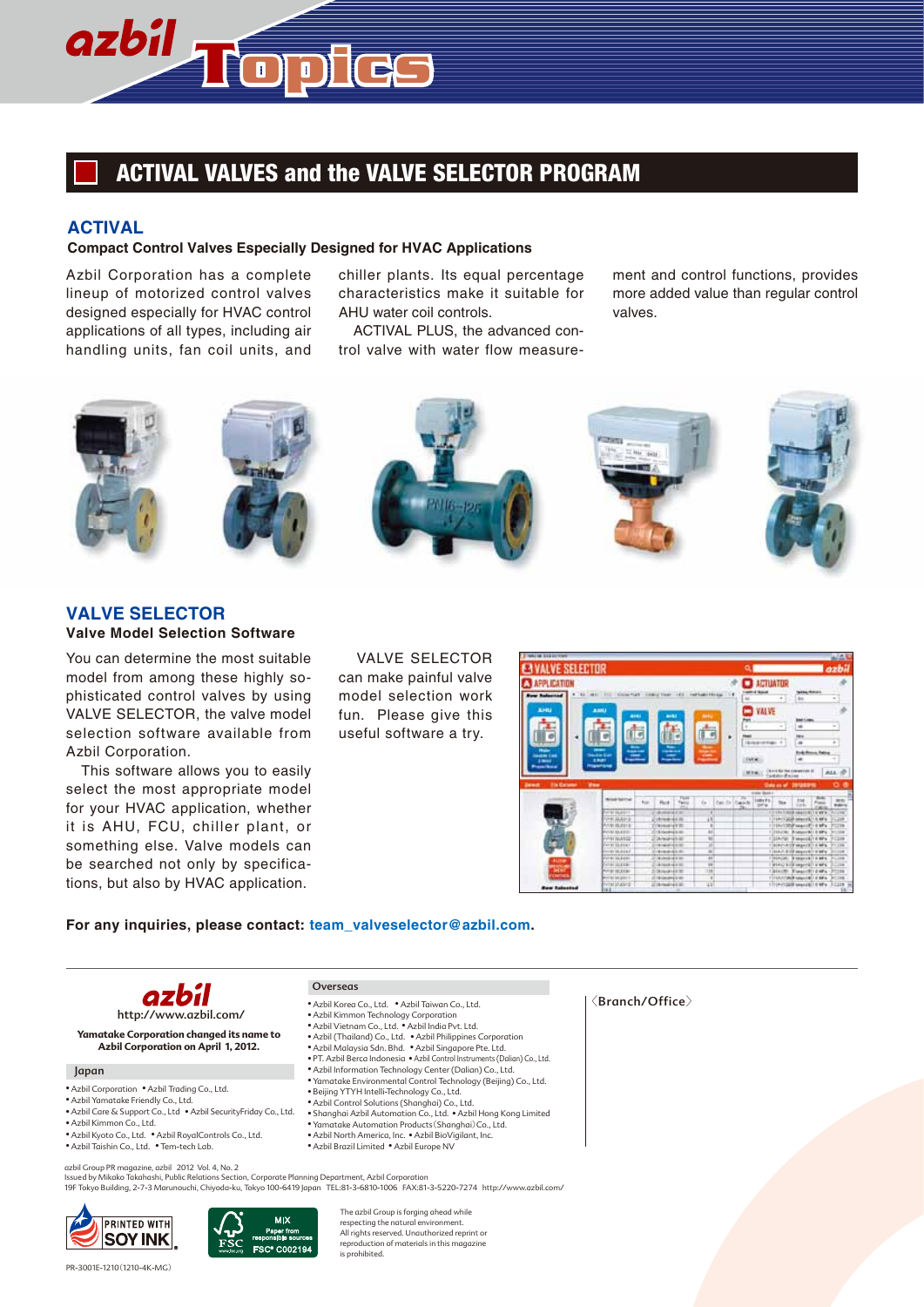# azbil Topics

## ACTIVAL VALVES and the VALVE SELECTOR PROGRAM

### ACTIVAL

**Compact Control Valves Especially Designed for HVAC Applications**

Azbil Corporation has a complete lineup of motorized control valves designed especially for HVAC control applications of all types, including air handling units, fan coil units, and chiller plants. Its equal percentage characteristics make it suitable for AHU water coil controls.

ACTIVAL PLUS, the advanced control valve with water flow measurement and control functions, provides more added value than regular control valves.

### VALVE SELECTOR

**Valve Model Selection Software**

You can determine the most suitable model from among these highly sophisticated control valves by using VALVE SELECTOR, the valve model selection software available from Azbil Corporation.

This software allows you to easily select the most appropriate model for your HVAC application, whether it is AHU, FCU, chiller plant, or something else. Valve models can be searched not only by specifications, but also by HVAC application.

VALVE SELECTOR can make painful valve model selection work fun. Please give this useful software a try.

**For any inquiries, please contact: team_valveselector@azbil.com.**

---

azbil
http://www.azbil.com/

**Yamatake Corporation changed its name to Azbil Corporation on April 1, 2012.**

**Japan**

- Azbil Corporation • Azbil Trading Co., Ltd.
- Azbil Yamatake Friendly Co., Ltd.
- Azbil Care & Support Co., Ltd • Azbil SecurityFriday Co., Ltd.
- Azbil Kimmon Co., Ltd.
- Azbil Kyoto Co., Ltd. • Azbil RoyalControls Co., Ltd.
- Azbil Taishin Co., Ltd. • Tem-tech Lab.

**Overseas**

- Azbil Korea Co., Ltd. • Azbil Taiwan Co., Ltd.
- Azbil Kimmon Technology Corporation
- Azbil Vietnam Co., Ltd. • Azbil India Pvt. Ltd.
- Azbil (Thailand) Co., Ltd. • Azbil Philippines Corporation
- Azbil Malaysia Sdn. Bhd. • Azbil Singapore Pte. Ltd.
- PT. Azbil Berca Indonesia • Azbil Control Instruments (Dalian) Co., Ltd.
- Azbil Information Technology Center (Dalian) Co., Ltd.
- Yamatake Environmental Control Technology (Beijing) Co., Ltd.
- Beijing YTYH Intelli-Technology Co., Ltd.
- Azbil Control Solutions (Shanghai) Co., Ltd.
- Shanghai Azbil Automation Co., Ltd. • Azbil Hong Kong Limited
- Yamatake Automation Products (Shanghai) Co., Ltd.
- Azbil North America, Inc. • Azbil BioVigilant, Inc.
- Azbil Brazil Limited • Azbil Europe NV

〈Branch/Office〉

azbil Group PR magazine, azbil 2012 Vol. 4, No. 2
Issued by Mikako Takahashi, Public Relations Section, Corporate Planning Department, Azbil Corporation
19F Tokyo Building, 2-7-3 Marunouchi, Chiyoda-ku, Tokyo 100-6419 Japan TEL:81-3-6810-1006 FAX:81-3-5220-7274 http://www.azbil.com/

PRINTED WITH SOY INK

MIX Paper from responsible sources FSC® C002194

The azbil Group is forging ahead while respecting the natural environment.
All rights reserved. Unauthorized reprint or reproduction of materials in this magazine is prohibited.

PR-3001E-1210(1210-4K-MG)